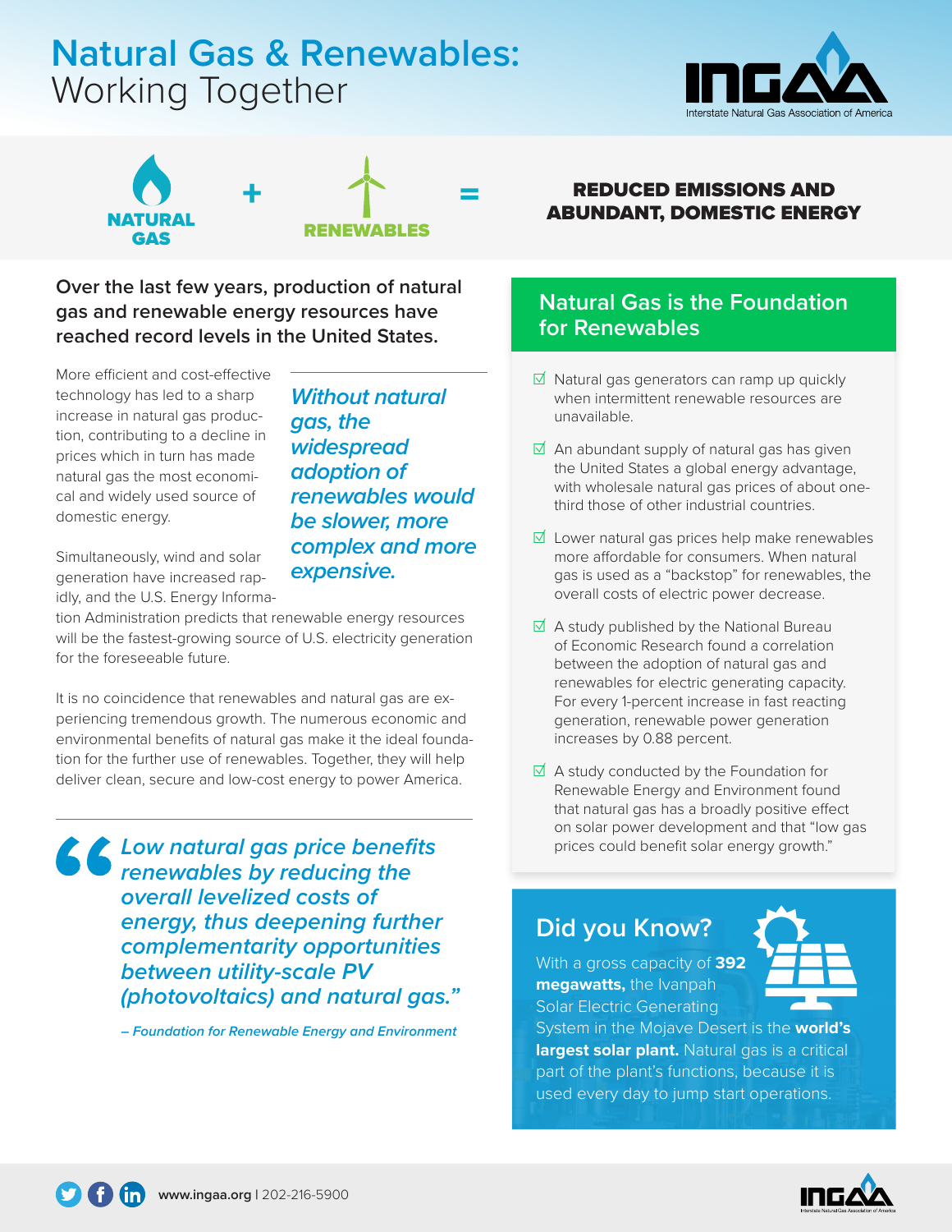# Natural Gas & Renewables: Working Together

Interstate Natural Gas Association of America

**NATURAL GAS** + **RENEWABLES** = **REDUCED EMISSIONS AND ABUNDANT, DOMESTIC ENERGY**

**Over the last few years, production of natural gas and renewable energy resources have reached record levels in the United States.**

More efficient and cost-effective technology has led to a sharp increase in natural gas production, contributing to a decline in prices which in turn has made natural gas the most economical and widely used source of domestic energy.

> ***Without natural gas, the widespread adoption of renewables would be slower, more complex and more expensive.***

Simultaneously, wind and solar generation have increased rapidly, and the U.S. Energy Information Administration predicts that renewable energy resources will be the fastest-growing source of U.S. electricity generation for the foreseeable future.

It is no coincidence that renewables and natural gas are experiencing tremendous growth. The numerous economic and environmental benefits of natural gas make it the ideal foundation for the further use of renewables. Together, they will help deliver clean, secure and low-cost energy to power America.

> ***"Low natural gas price benefits renewables by reducing the overall levelized costs of energy, thus deepening further complementarity opportunities between utility-scale PV (photovoltaics) and natural gas."***
>
> *– Foundation for Renewable Energy and Environment*

## Natural Gas is the Foundation for Renewables

- Natural gas generators can ramp up quickly when intermittent renewable resources are unavailable.
- An abundant supply of natural gas has given the United States a global energy advantage, with wholesale natural gas prices of about one-third those of other industrial countries.
- Lower natural gas prices help make renewables more affordable for consumers. When natural gas is used as a "backstop" for renewables, the overall costs of electric power decrease.
- A study published by the National Bureau of Economic Research found a correlation between the adoption of natural gas and renewables for electric generating capacity. For every 1-percent increase in fast reacting generation, renewable power generation increases by 0.88 percent.
- A study conducted by the Foundation for Renewable Energy and Environment found that natural gas has a broadly positive effect on solar power development and that "low gas prices could benefit solar energy growth."

## Did you Know?

With a gross capacity of **392 megawatts,** the Ivanpah Solar Electric Generating System in the Mojave Desert is the **world's largest solar plant.** Natural gas is a critical part of the plant's functions, because it is used every day to jump start operations.

www.ingaa.org | 202-216-5900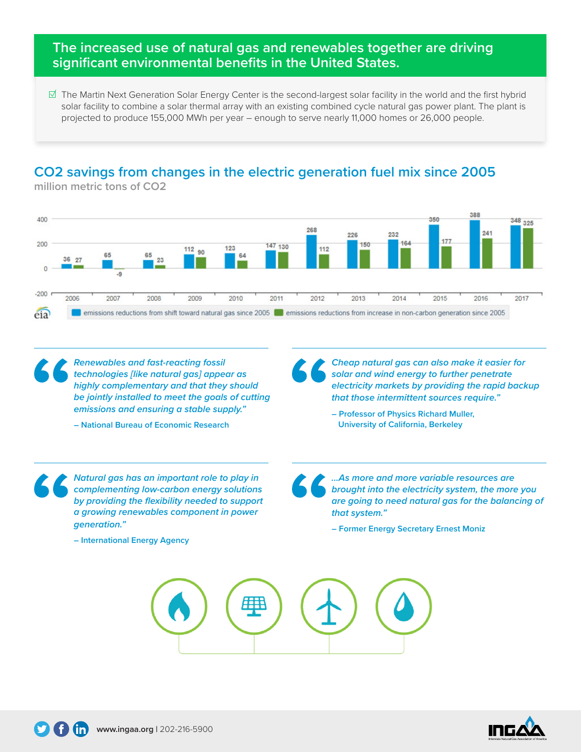## The increased use of natural gas and renewables together are driving significant environmental benefits in the United States.

- ☑ The Martin Next Generation Solar Energy Center is the second-largest solar facility in the world and the first hybrid solar facility to combine a solar thermal array with an existing combined cycle natural gas power plant. The plant is projected to produce 155,000 MWh per year – enough to serve nearly 11,000 homes or 26,000 people.

## $CO_2$ savings from changes in the electric generation fuel mix since 2005

million metric tons of $CO_2$

400
200
0
-200

2006: 36, 27
2007: 65, -9
2008: 65, 23
2009: 112, 90
2010: 123, 64
2011: 147, 130
2012: 268, 112
2013: 226, 150
2014: 232, 164
2015: 350, 177
2016: 388, 241
2017: 348, 325

eia

emissions reductions from shift toward natural gas since 2005

emissions reductions from increase in non-carbon generation since 2005

> *Renewables and fast-reacting fossil technologies [like natural gas] appear as highly complementary and that they should be jointly installed to meet the goals of cutting emissions and ensuring a stable supply."*
>
> – National Bureau of Economic Research

> *Cheap natural gas can also make it easier for solar and wind energy to further penetrate electricity markets by providing the rapid backup that those intermittent sources require."*
>
> – Professor of Physics Richard Muller, University of California, Berkeley

> *Natural gas has an important role to play in complementing low-carbon energy solutions by providing the flexibility needed to support a growing renewables component in power generation."*
>
> – International Energy Agency

> *...As more and more variable resources are brought into the electricity system, the more you are going to need natural gas for the balancing of that system."*
>
> – Former Energy Secretary Ernest Moniz

www.ingaa.org | 202-216-5900

INGAA Interstate Natural Gas Association of America